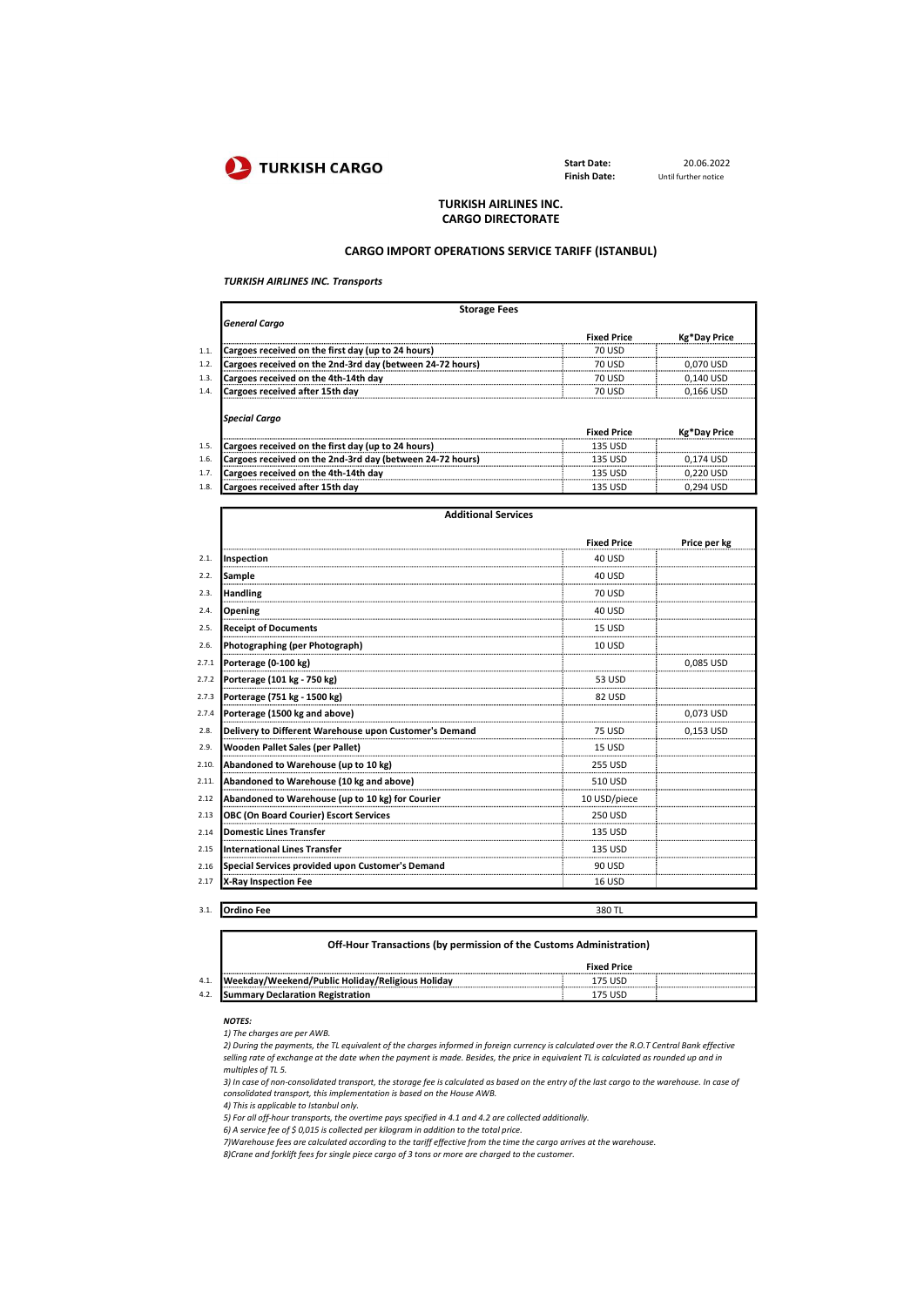TURKISH CARGO

**Start Date:** 20.06.2022
**Finish Date:** Until further notice

## TURKISH AIRLINES INC.
## CARGO DIRECTORATE

### CARGO IMPORT OPERATIONS SERVICE TARIFF (ISTANBUL)

***TURKISH AIRLINES INC. Transports***

| | Storage Fees | | |
|---|---|---|---|
| | ***General Cargo*** | **Fixed Price** | **Kg*Day Price** |
| 1.1. | **Cargoes received on the first day (up to 24 hours)** | 70 USD | |
| 1.2. | **Cargoes received on the 2nd-3rd day (between 24-72 hours)** | 70 USD | 0,070 USD |
| 1.3. | **Cargoes received on the 4th-14th day** | 70 USD | 0,140 USD |
| 1.4. | **Cargoes received after 15th day** | 70 USD | 0,166 USD |
| | ***Special Cargo*** | **Fixed Price** | **Kg*Day Price** |
| 1.5. | **Cargoes received on the first day (up to 24 hours)** | 135 USD | |
| 1.6. | **Cargoes received on the 2nd-3rd day (between 24-72 hours)** | 135 USD | 0,174 USD |
| 1.7. | **Cargoes received on the 4th-14th day** | 135 USD | 0,220 USD |
| 1.8. | **Cargoes received after 15th day** | 135 USD | 0,294 USD |

| | Additional Services | **Fixed Price** | **Price per kg** |
|---|---|---|---|
| 2.1. | **Inspection** | 40 USD | |
| 2.2. | **Sample** | 40 USD | |
| 2.3. | **Handling** | 70 USD | |
| 2.4. | **Opening** | 40 USD | |
| 2.5. | **Receipt of Documents** | 15 USD | |
| 2.6. | **Photographing (per Photograph)** | 10 USD | |
| 2.7.1 | **Porterage (0-100 kg)** | | 0,085 USD |
| 2.7.2 | **Porterage (101 kg - 750 kg)** | 53 USD | |
| 2.7.3 | **Porterage (751 kg - 1500 kg)** | 82 USD | |
| 2.7.4 | **Porterage (1500 kg and above)** | | 0,073 USD |
| 2.8. | **Delivery to Different Warehouse upon Customer's Demand** | 75 USD | 0,153 USD |
| 2.9. | **Wooden Pallet Sales (per Pallet)** | 15 USD | |
| 2.10. | **Abandoned to Warehouse (up to 10 kg)** | 255 USD | |
| 2.11. | **Abandoned to Warehouse (10 kg and above)** | 510 USD | |
| 2.12 | **Abandoned to Warehouse (up to 10 kg) for Courier** | 10 USD/piece | |
| 2.13 | **OBC (On Board Courier) Escort Services** | 250 USD | |
| 2.14 | **Domestic Lines Transfer** | 135 USD | |
| 2.15 | **International Lines Transfer** | 135 USD | |
| 2.16 | **Special Services provided upon Customer's Demand** | 90 USD | |
| 2.17 | **X-Ray Inspection Fee** | 16 USD | |

| | | | |
|---|---|---|---|
| 3.1. | **Ordino Fee** | 380 TL | |

| | Off-Hour Transactions (by permission of the Customs Administration) | **Fixed Price** | |
|---|---|---|---|
| 4.1. | **Weekday/Weekend/Public Holiday/Religious Holiday** | 175 USD | |
| 4.2. | **Summary Declaration Registration** | 175 USD | |

***NOTES:***

*1) The charges are per AWB.*

*2) During the payments, the TL equivalent of the charges informed in foreign currency is calculated over the R.O.T Central Bank effective selling rate of exchange at the date when the payment is made. Besides, the price in equivalent TL is calculated as rounded up and in multiples of TL 5.*

*3) In case of non-consolidated transport, the storage fee is calculated as based on the entry of the last cargo to the warehouse. In case of consolidated transport, this implementation is based on the House AWB.*

*4) This is applicable to Istanbul only.*

*5) For all off-hour transports, the overtime pays specified in 4.1 and 4.2 are collected additionally.*

*6) A service fee of $ 0,015 is collected per kilogram in addition to the total price.*

*7)Warehouse fees are calculated according to the tariff effective from the time the cargo arrives at the warehouse.*

*8)Crane and forklift fees for single piece cargo of 3 tons or more are charged to the customer.*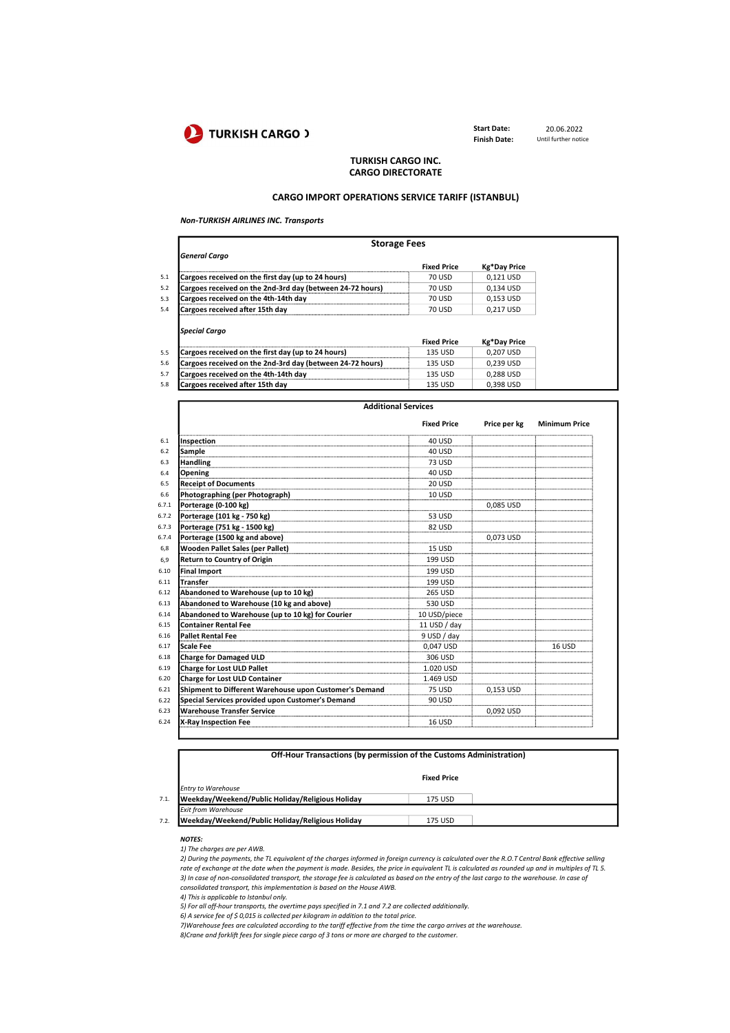TURKISH CARGO

**Start Date:** 20.06.2022
**Finish Date:** Until further notice

## TURKISH CARGO INC.
## CARGO DIRECTORATE

### CARGO IMPORT OPERATIONS SERVICE TARIFF (ISTANBUL)

***Non-TURKISH AIRLINES INC. Transports***

| | Storage Fees | | |
|---|---|---|---|
| | ***General Cargo*** | **Fixed Price** | **Kg*Day Price** |
| 5.1 | **Cargoes received on the first day (up to 24 hours)** | 70 USD | 0,121 USD |
| 5.2 | **Cargoes received on the 2nd-3rd day (between 24-72 hours)** | 70 USD | 0,134 USD |
| 5.3 | **Cargoes received on the 4th-14th day** | 70 USD | 0,153 USD |
| 5.4 | **Cargoes received after 15th day** | 70 USD | 0,217 USD |
| | ***Special Cargo*** | **Fixed Price** | **Kg*Day Price** |
| 5.5 | **Cargoes received on the first day (up to 24 hours)** | 135 USD | 0,207 USD |
| 5.6 | **Cargoes received on the 2nd-3rd day (between 24-72 hours)** | 135 USD | 0,239 USD |
| 5.7 | **Cargoes received on the 4th-14th day** | 135 USD | 0,288 USD |
| 5.8 | **Cargoes received after 15th day** | 135 USD | 0,398 USD |

| | Additional Services | **Fixed Price** | **Price per kg** | **Minimum Price** |
|---|---|---|---|---|
| 6.1 | **Inspection** | 40 USD | | |
| 6.2 | **Sample** | 40 USD | | |
| 6.3 | **Handling** | 73 USD | | |
| 6.4 | **Opening** | 40 USD | | |
| 6.5 | **Receipt of Documents** | 20 USD | | |
| 6.6 | **Photographing (per Photograph)** | 10 USD | | |
| 6.7.1 | **Porterage (0-100 kg)** | | 0,085 USD | |
| 6.7.2 | **Porterage (101 kg - 750 kg)** | 53 USD | | |
| 6.7.3 | **Porterage (751 kg - 1500 kg)** | 82 USD | | |
| 6.7.4 | **Porterage (1500 kg and above)** | | 0,073 USD | |
| 6,8 | **Wooden Pallet Sales (per Pallet)** | 15 USD | | |
| 6,9 | **Return to Country of Origin** | 199 USD | | |
| 6.10 | **Final Import** | 199 USD | | |
| 6.11 | **Transfer** | 199 USD | | |
| 6.12 | **Abandoned to Warehouse (up to 10 kg)** | 265 USD | | |
| 6.13 | **Abandoned to Warehouse (10 kg and above)** | 530 USD | | |
| 6.14 | **Abandoned to Warehouse (up to 10 kg) for Courier** | 10 USD/piece | | |
| 6.15 | **Container Rental Fee** | 11 USD / day | | |
| 6.16 | **Pallet Rental Fee** | 9 USD / day | | |
| 6.17 | **Scale Fee** | 0,047 USD | | 16 USD |
| 6.18 | **Charge for Damaged ULD** | 306 USD | | |
| 6.19 | **Charge for Lost ULD Pallet** | 1.020 USD | | |
| 6.20 | **Charge for Lost ULD Container** | 1.469 USD | | |
| 6.21 | **Shipment to Different Warehouse upon Customer's Demand** | 75 USD | 0,153 USD | |
| 6.22 | **Special Services provided upon Customer's Demand** | 90 USD | | |
| 6.23 | **Warehouse Transfer Service** | | 0,092 USD | |
| 6.24 | **X-Ray Inspection Fee** | 16 USD | | |

| | Off-Hour Transactions (by permission of the Customs Administration) | **Fixed Price** |
|---|---|---|
| | *Entry to Warehouse* | |
| 7.1. | **Weekday/Weekend/Public Holiday/Religious Holiday** | 175 USD |
| | *Exit from Warehouse* | |
| 7.2. | **Weekday/Weekend/Public Holiday/Religious Holiday** | 175 USD |

***NOTES:***

*1) The charges are per AWB.*

*2) During the payments, the TL equivalent of the charges informed in foreign currency is calculated over the R.O.T Central Bank effective selling rate of exchange at the date when the payment is made. Besides, the price in equivalent TL is calculated as rounded up and in multiples of TL 5.*

*3) In case of non-consolidated transport, the storage fee is calculated as based on the entry of the last cargo to the warehouse. In case of consolidated transport, this implementation is based on the House AWB.*

*4) This is applicable to Istanbul only.*

*5) For all off-hour transports, the overtime pays specified in 7.1 and 7.2 are collected additionally.*

*6) A service fee of $ 0,015 is collected per kilogram in addition to the total price.*

*7)Warehouse fees are calculated according to the tariff effective from the time the cargo arrives at the warehouse.*

*8)Crane and forklift fees for single piece cargo of 3 tons or more are charged to the customer.*